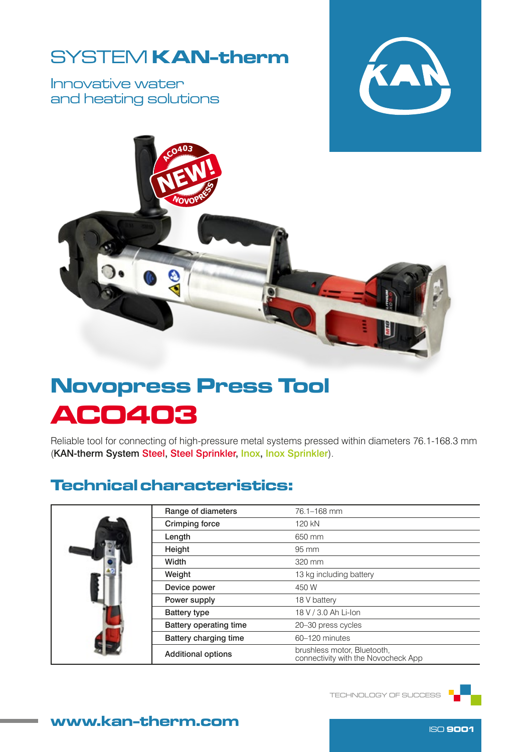SYSTEM **KAN-therm**

Innovative water and heating solutions

# Novopress Press Tool

# AC0403

Reliable tool for connecting of high-pressure metal systems pressed within diameters 76.1-168.3 mm (KAN-therm System Steel, Steel Sprinkler, Inox, Inox Sprinkler).

## Technical characteristics:

| Parameter | Value |
|---|---|
| Range of diameters | 76.1–168 mm |
| Crimping force | 120 kN |
| Length | 650 mm |
| Height | 95 mm |
| Width | 320 mm |
| Weight | 13 kg including battery |
| Device power | 450 W |
| Power supply | 18 V battery |
| Battery type | 18 V / 3.0 Ah Li-Ion |
| Battery operating time | 20–30 press cycles |
| Battery charging time | 60–120 minutes |
| Additional options | brushless motor, Bluetooth, connectivity with the Novocheck App |

TECHNOLOGY OF SUCCESS

**www.kan-therm.com**

ISO **9001**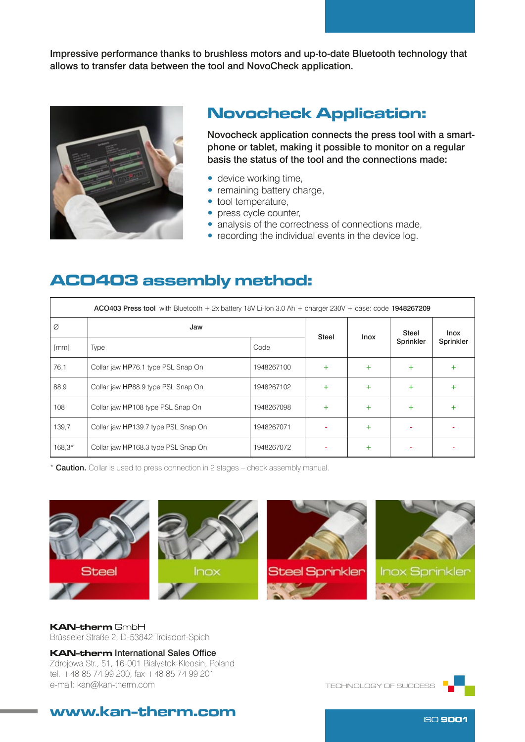Impressive performance thanks to brushless motors and up-to-date Bluetooth technology that allows to transfer data between the tool and NovoCheck application.

## Novocheck Application:

Novocheck application connects the press tool with a smart-phone or tablet, making it possible to monitor on a regular basis the status of the tool and the connections made:

- device working time,
- remaining battery charge,
- tool temperature,
- press cycle counter,
- analysis of the correctness of connections made,
- recording the individual events in the device log.

## AC0403 assembly method:

| **ACO403 Press tool** with Bluetooth + 2x battery 18V Li-Ion 3.0 Ah + charger 230V + case: code **1948267209** | | | | | | |
|---|---|---|---|---|---|---|
| Ø | Jaw | | Steel | Inox | Steel Sprinkler | Inox Sprinkler |
| [mm] | Type | Code | | | | |
| 76,1 | Collar jaw **HP**76.1 type PSL Snap On | 1948267100 | + | + | + | + |
| 88,9 | Collar jaw **HP**88.9 type PSL Snap On | 1948267102 | + | + | + | + |
| 108 | Collar jaw **HP**108 type PSL Snap On | 1948267098 | + | + | + | + |
| 139,7 | Collar jaw **HP**139.7 type PSL Snap On | 1948267071 | - | + | - | - |
| 168,3* | Collar jaw **HP**168.3 type PSL Snap On | 1948267072 | - | + | - | - |

* **Caution.** Collar is used to press connection in 2 stages – check assembly manual.

Steel

Inox

Steel Sprinkler

Inox Sprinkler

**KAN-therm** GmbH
Brüsseler Straße 2, D-53842 Troisdorf-Spich

**KAN-therm** International Sales Office
Zdrojowa Str., 51, 16-001 Białystok-Kleosin, Poland
tel. +48 85 74 99 200, fax +48 85 74 99 201
e-mail: kan@kan-therm.com

TECHNOLOGY OF SUCCESS

**www.kan-therm.com**

ISO **9001**